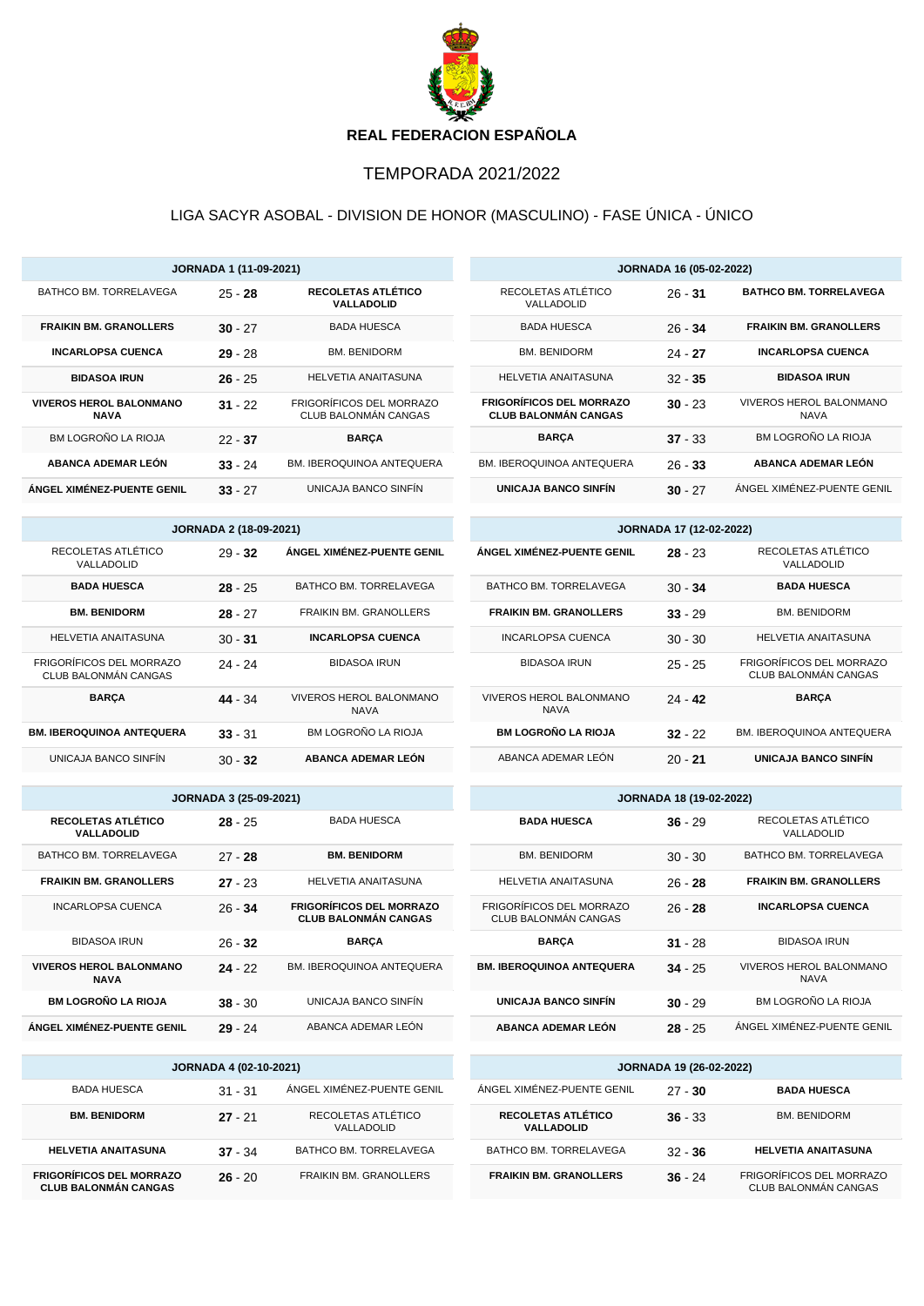# REAL FEDERACION ESPAÑOLA

## TEMPORADA 2021/2022

### LIGA SACYR ASOBAL - DIVISION DE HONOR (MASCULINO) - FASE ÚNICA - ÚNICO

| JORNADA 1 (11-09-2021) | | |
|---|---|---|
| BATHCO BM. TORRELAVEGA | 25 - **28** | **RECOLETAS ATLÉTICO VALLADOLID** |
| **FRAIKIN BM. GRANOLLERS** | **30** - 27 | BADA HUESCA |
| **INCARLOPSA CUENCA** | **29** - 28 | BM. BENIDORM |
| **BIDASOA IRUN** | **26** - 25 | HELVETIA ANAITASUNA |
| **VIVEROS HEROL BALONMANO NAVA** | **31** - 22 | FRIGORÍFICOS DEL MORRAZO CLUB BALONMÁN CANGAS |
| BM LOGROÑO LA RIOJA | 22 - **37** | **BARÇA** |
| **ABANCA ADEMAR LEÓN** | **33** - 24 | BM. IBEROQUINOA ANTEQUERA |
| **ÁNGEL XIMÉNEZ-PUENTE GENIL** | **33** - 27 | UNICAJA BANCO SINFÍN |

| JORNADA 16 (05-02-2022) | | |
|---|---|---|
| RECOLETAS ATLÉTICO VALLADOLID | 26 - **31** | **BATHCO BM. TORRELAVEGA** |
| BADA HUESCA | 26 - **34** | **FRAIKIN BM. GRANOLLERS** |
| BM. BENIDORM | 24 - **27** | **INCARLOPSA CUENCA** |
| HELVETIA ANAITASUNA | 32 - **35** | **BIDASOA IRUN** |
| **FRIGORÍFICOS DEL MORRAZO CLUB BALONMÁN CANGAS** | **30** - 23 | VIVEROS HEROL BALONMANO NAVA |
| **BARÇA** | **37** - 33 | BM LOGROÑO LA RIOJA |
| BM. IBEROQUINOA ANTEQUERA | 26 - **33** | **ABANCA ADEMAR LEÓN** |
| **UNICAJA BANCO SINFÍN** | **30** - 27 | ÁNGEL XIMÉNEZ-PUENTE GENIL |

| JORNADA 2 (18-09-2021) | | |
|---|---|---|
| RECOLETAS ATLÉTICO VALLADOLID | 29 - **32** | **ÁNGEL XIMÉNEZ-PUENTE GENIL** |
| **BADA HUESCA** | **28** - 25 | BATHCO BM. TORRELAVEGA |
| **BM. BENIDORM** | **28** - 27 | FRAIKIN BM. GRANOLLERS |
| HELVETIA ANAITASUNA | 30 - **31** | **INCARLOPSA CUENCA** |
| FRIGORÍFICOS DEL MORRAZO CLUB BALONMÁN CANGAS | 24 - 24 | BIDASOA IRUN |
| **BARÇA** | **44** - 34 | VIVEROS HEROL BALONMANO NAVA |
| **BM. IBEROQUINOA ANTEQUERA** | **33** - 31 | BM LOGROÑO LA RIOJA |
| UNICAJA BANCO SINFÍN | 30 - **32** | **ABANCA ADEMAR LEÓN** |

| JORNADA 17 (12-02-2022) | | |
|---|---|---|
| **ÁNGEL XIMÉNEZ-PUENTE GENIL** | **28** - 23 | RECOLETAS ATLÉTICO VALLADOLID |
| BATHCO BM. TORRELAVEGA | 30 - **34** | **BADA HUESCA** |
| **FRAIKIN BM. GRANOLLERS** | **33** - 29 | BM. BENIDORM |
| INCARLOPSA CUENCA | 30 - 30 | HELVETIA ANAITASUNA |
| BIDASOA IRUN | 25 - 25 | FRIGORÍFICOS DEL MORRAZO CLUB BALONMÁN CANGAS |
| VIVEROS HEROL BALONMANO NAVA | 24 - **42** | **BARÇA** |
| **BM LOGROÑO LA RIOJA** | **32** - 22 | BM. IBEROQUINOA ANTEQUERA |
| ABANCA ADEMAR LEÓN | 20 - **21** | **UNICAJA BANCO SINFÍN** |

| JORNADA 3 (25-09-2021) | | |
|---|---|---|
| **RECOLETAS ATLÉTICO VALLADOLID** | **28** - 25 | BADA HUESCA |
| BATHCO BM. TORRELAVEGA | 27 - **28** | **BM. BENIDORM** |
| **FRAIKIN BM. GRANOLLERS** | **27** - 23 | HELVETIA ANAITASUNA |
| INCARLOPSA CUENCA | 26 - **34** | **FRIGORÍFICOS DEL MORRAZO CLUB BALONMÁN CANGAS** |
| BIDASOA IRUN | 26 - **32** | **BARÇA** |
| **VIVEROS HEROL BALONMANO NAVA** | **24** - 22 | BM. IBEROQUINOA ANTEQUERA |
| **BM LOGROÑO LA RIOJA** | **38** - 30 | UNICAJA BANCO SINFÍN |
| **ÁNGEL XIMÉNEZ-PUENTE GENIL** | **29** - 24 | ABANCA ADEMAR LEÓN |

| JORNADA 18 (19-02-2022) | | |
|---|---|---|
| **BADA HUESCA** | **36** - 29 | RECOLETAS ATLÉTICO VALLADOLID |
| BM. BENIDORM | 30 - 30 | BATHCO BM. TORRELAVEGA |
| HELVETIA ANAITASUNA | 26 - **28** | **FRAIKIN BM. GRANOLLERS** |
| FRIGORÍFICOS DEL MORRAZO CLUB BALONMÁN CANGAS | 26 - **28** | **INCARLOPSA CUENCA** |
| **BARÇA** | **31** - 28 | BIDASOA IRUN |
| **BM. IBEROQUINOA ANTEQUERA** | **34** - 25 | VIVEROS HEROL BALONMANO NAVA |
| **UNICAJA BANCO SINFÍN** | **30** - 29 | BM LOGROÑO LA RIOJA |
| **ABANCA ADEMAR LEÓN** | **28** - 25 | ÁNGEL XIMÉNEZ-PUENTE GENIL |

| JORNADA 4 (02-10-2021) | | |
|---|---|---|
| BADA HUESCA | 31 - 31 | ÁNGEL XIMÉNEZ-PUENTE GENIL |
| **BM. BENIDORM** | **27** - 21 | RECOLETAS ATLÉTICO VALLADOLID |
| **HELVETIA ANAITASUNA** | **37** - 34 | BATHCO BM. TORRELAVEGA |
| **FRIGORÍFICOS DEL MORRAZO CLUB BALONMÁN CANGAS** | **26** - 20 | FRAIKIN BM. GRANOLLERS |

| JORNADA 19 (26-02-2022) | | |
|---|---|---|
| ÁNGEL XIMÉNEZ-PUENTE GENIL | 27 - **30** | **BADA HUESCA** |
| **RECOLETAS ATLÉTICO VALLADOLID** | **36** - 33 | BM. BENIDORM |
| BATHCO BM. TORRELAVEGA | 32 - **36** | **HELVETIA ANAITASUNA** |
| **FRAIKIN BM. GRANOLLERS** | **36** - 24 | FRIGORÍFICOS DEL MORRAZO CLUB BALONMÁN CANGAS |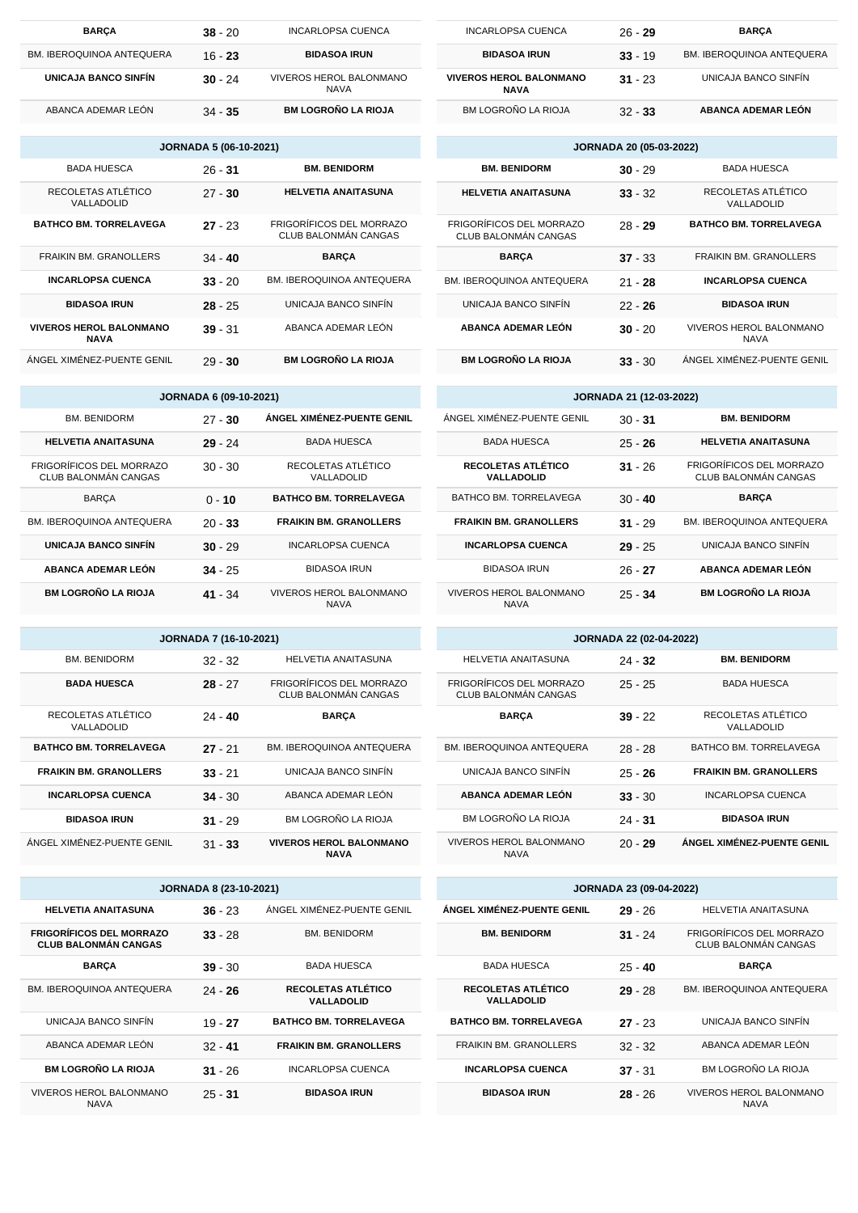| | | |
|---|---|---|
| **BARÇA** | **38** - 20 | INCARLOPSA CUENCA |
| BM. IBEROQUINOA ANTEQUERA | 16 - **23** | **BIDASOA IRUN** |
| **UNICAJA BANCO SINFÍN** | **30** - 24 | VIVEROS HEROL BALONMANO NAVA |
| ABANCA ADEMAR LEÓN | 34 - **35** | **BM LOGROÑO LA RIOJA** |

| JORNADA 5 (06-10-2021) | | |
|---|---|---|
| BADA HUESCA | 26 - **31** | **BM. BENIDORM** |
| RECOLETAS ATLÉTICO VALLADOLID | 27 - **30** | **HELVETIA ANAITASUNA** |
| **BATHCO BM. TORRELAVEGA** | **27** - 23 | FRIGORÍFICOS DEL MORRAZO CLUB BALONMÁN CANGAS |
| FRAIKIN BM. GRANOLLERS | 34 - **40** | **BARÇA** |
| **INCARLOPSA CUENCA** | **33** - 20 | BM. IBEROQUINOA ANTEQUERA |
| **BIDASOA IRUN** | **28** - 25 | UNICAJA BANCO SINFÍN |
| **VIVEROS HEROL BALONMANO NAVA** | **39** - 31 | ABANCA ADEMAR LEÓN |
| ÁNGEL XIMÉNEZ-PUENTE GENIL | 29 - **30** | **BM LOGROÑO LA RIOJA** |

| JORNADA 6 (09-10-2021) | | |
|---|---|---|
| BM. BENIDORM | 27 - **30** | **ÁNGEL XIMÉNEZ-PUENTE GENIL** |
| **HELVETIA ANAITASUNA** | **29** - 24 | BADA HUESCA |
| FRIGORÍFICOS DEL MORRAZO CLUB BALONMÁN CANGAS | 30 - 30 | RECOLETAS ATLÉTICO VALLADOLID |
| BARÇA | 0 - **10** | **BATHCO BM. TORRELAVEGA** |
| BM. IBEROQUINOA ANTEQUERA | 20 - **33** | **FRAIKIN BM. GRANOLLERS** |
| **UNICAJA BANCO SINFÍN** | **30** - 29 | INCARLOPSA CUENCA |
| **ABANCA ADEMAR LEÓN** | **34** - 25 | BIDASOA IRUN |
| **BM LOGROÑO LA RIOJA** | **41** - 34 | VIVEROS HEROL BALONMANO NAVA |

| JORNADA 7 (16-10-2021) | | |
|---|---|---|
| BM. BENIDORM | 32 - 32 | HELVETIA ANAITASUNA |
| **BADA HUESCA** | **28** - 27 | FRIGORÍFICOS DEL MORRAZO CLUB BALONMÁN CANGAS |
| RECOLETAS ATLÉTICO VALLADOLID | 24 - **40** | **BARÇA** |
| **BATHCO BM. TORRELAVEGA** | **27** - 21 | BM. IBEROQUINOA ANTEQUERA |
| **FRAIKIN BM. GRANOLLERS** | **33** - 21 | UNICAJA BANCO SINFÍN |
| **INCARLOPSA CUENCA** | **34** - 30 | ABANCA ADEMAR LEÓN |
| **BIDASOA IRUN** | **31** - 29 | BM LOGROÑO LA RIOJA |
| ÁNGEL XIMÉNEZ-PUENTE GENIL | 31 - **33** | **VIVEROS HEROL BALONMANO NAVA** |

| JORNADA 8 (23-10-2021) | | |
|---|---|---|
| **HELVETIA ANAITASUNA** | **36** - 23 | ÁNGEL XIMÉNEZ-PUENTE GENIL |
| **FRIGORÍFICOS DEL MORRAZO CLUB BALONMÁN CANGAS** | **33** - 28 | BM. BENIDORM |
| **BARÇA** | **39** - 30 | BADA HUESCA |
| BM. IBEROQUINOA ANTEQUERA | 24 - **26** | **RECOLETAS ATLÉTICO VALLADOLID** |
| UNICAJA BANCO SINFÍN | 19 - **27** | **BATHCO BM. TORRELAVEGA** |
| ABANCA ADEMAR LEÓN | 32 - **41** | **FRAIKIN BM. GRANOLLERS** |
| **BM LOGROÑO LA RIOJA** | **31** - 26 | INCARLOPSA CUENCA |
| VIVEROS HEROL BALONMANO NAVA | 25 - **31** | **BIDASOA IRUN** |

| | | |
|---|---|---|
| INCARLOPSA CUENCA | 26 - **29** | **BARÇA** |
| **BIDASOA IRUN** | **33** - 19 | BM. IBEROQUINOA ANTEQUERA |
| **VIVEROS HEROL BALONMANO NAVA** | **31** - 23 | UNICAJA BANCO SINFÍN |
| BM LOGROÑO LA RIOJA | 32 - **33** | **ABANCA ADEMAR LEÓN** |

| JORNADA 20 (05-03-2022) | | |
|---|---|---|
| **BM. BENIDORM** | **30** - 29 | BADA HUESCA |
| **HELVETIA ANAITASUNA** | **33** - 32 | RECOLETAS ATLÉTICO VALLADOLID |
| FRIGORÍFICOS DEL MORRAZO CLUB BALONMÁN CANGAS | 28 - **29** | **BATHCO BM. TORRELAVEGA** |
| **BARÇA** | **37** - 33 | FRAIKIN BM. GRANOLLERS |
| BM. IBEROQUINOA ANTEQUERA | 21 - **28** | **INCARLOPSA CUENCA** |
| UNICAJA BANCO SINFÍN | 22 - **26** | **BIDASOA IRUN** |
| **ABANCA ADEMAR LEÓN** | **30** - 20 | VIVEROS HEROL BALONMANO NAVA |
| **BM LOGROÑO LA RIOJA** | **33** - 30 | ÁNGEL XIMÉNEZ-PUENTE GENIL |

| JORNADA 21 (12-03-2022) | | |
|---|---|---|
| ÁNGEL XIMÉNEZ-PUENTE GENIL | 30 - **31** | **BM. BENIDORM** |
| BADA HUESCA | 25 - **26** | **HELVETIA ANAITASUNA** |
| **RECOLETAS ATLÉTICO VALLADOLID** | **31** - 26 | FRIGORÍFICOS DEL MORRAZO CLUB BALONMÁN CANGAS |
| BATHCO BM. TORRELAVEGA | 30 - **40** | **BARÇA** |
| **FRAIKIN BM. GRANOLLERS** | **31** - 29 | BM. IBEROQUINOA ANTEQUERA |
| **INCARLOPSA CUENCA** | **29** - 25 | UNICAJA BANCO SINFÍN |
| BIDASOA IRUN | 26 - **27** | **ABANCA ADEMAR LEÓN** |
| VIVEROS HEROL BALONMANO NAVA | 25 - **34** | **BM LOGROÑO LA RIOJA** |

| JORNADA 22 (02-04-2022) | | |
|---|---|---|
| HELVETIA ANAITASUNA | 24 - **32** | **BM. BENIDORM** |
| FRIGORÍFICOS DEL MORRAZO CLUB BALONMÁN CANGAS | 25 - 25 | BADA HUESCA |
| **BARÇA** | **39** - 22 | RECOLETAS ATLÉTICO VALLADOLID |
| BM. IBEROQUINOA ANTEQUERA | 28 - 28 | BATHCO BM. TORRELAVEGA |
| UNICAJA BANCO SINFÍN | 25 - **26** | **FRAIKIN BM. GRANOLLERS** |
| **ABANCA ADEMAR LEÓN** | **33** - 30 | INCARLOPSA CUENCA |
| BM LOGROÑO LA RIOJA | 24 - **31** | **BIDASOA IRUN** |
| VIVEROS HEROL BALONMANO NAVA | 20 - **29** | **ÁNGEL XIMÉNEZ-PUENTE GENIL** |

| JORNADA 23 (09-04-2022) | | |
|---|---|---|
| **ÁNGEL XIMÉNEZ-PUENTE GENIL** | **29** - 26 | HELVETIA ANAITASUNA |
| **BM. BENIDORM** | **31** - 24 | FRIGORÍFICOS DEL MORRAZO CLUB BALONMÁN CANGAS |
| BADA HUESCA | 25 - **40** | **BARÇA** |
| **RECOLETAS ATLÉTICO VALLADOLID** | **29** - 28 | BM. IBEROQUINOA ANTEQUERA |
| **BATHCO BM. TORRELAVEGA** | **27** - 23 | UNICAJA BANCO SINFÍN |
| FRAIKIN BM. GRANOLLERS | 32 - 32 | ABANCA ADEMAR LEÓN |
| **INCARLOPSA CUENCA** | **37** - 31 | BM LOGROÑO LA RIOJA |
| **BIDASOA IRUN** | **28** - 26 | VIVEROS HEROL BALONMANO NAVA |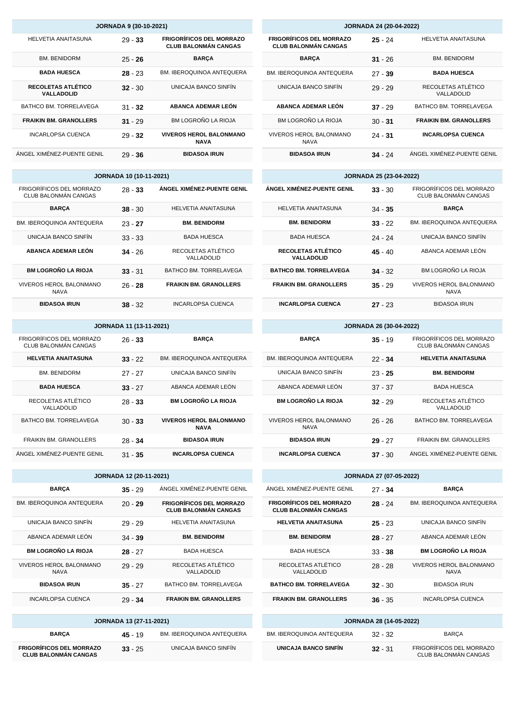## JORNADA 9 (30-10-2021)

| Local | Resultado | Visitante |
|---|---|---|
| HELVETIA ANAITASUNA | 29 - **33** | **FRIGORÍFICOS DEL MORRAZO CLUB BALONMÁN CANGAS** |
| BM. BENIDORM | 25 - **26** | **BARÇA** |
| **BADA HUESCA** | **28** - 23 | BM. IBEROQUINOA ANTEQUERA |
| **RECOLETAS ATLÉTICO VALLADOLID** | **32** - 30 | UNICAJA BANCO SINFÍN |
| BATHCO BM. TORRELAVEGA | 31 - **32** | **ABANCA ADEMAR LEÓN** |
| **FRAIKIN BM. GRANOLLERS** | **31** - 29 | BM LOGROÑO LA RIOJA |
| INCARLOPSA CUENCA | 29 - **32** | **VIVEROS HEROL BALONMANO NAVA** |
| ÁNGEL XIMÉNEZ-PUENTE GENIL | 29 - **36** | **BIDASOA IRUN** |

## JORNADA 10 (10-11-2021)

| Local | Resultado | Visitante |
|---|---|---|
| FRIGORÍFICOS DEL MORRAZO CLUB BALONMÁN CANGAS | 28 - **33** | **ÁNGEL XIMÉNEZ-PUENTE GENIL** |
| **BARÇA** | **38** - 30 | HELVETIA ANAITASUNA |
| BM. IBEROQUINOA ANTEQUERA | 23 - **27** | **BM. BENIDORM** |
| UNICAJA BANCO SINFÍN | 33 - 33 | BADA HUESCA |
| **ABANCA ADEMAR LEÓN** | **34** - 26 | RECOLETAS ATLÉTICO VALLADOLID |
| **BM LOGROÑO LA RIOJA** | **33** - 31 | BATHCO BM. TORRELAVEGA |
| VIVEROS HEROL BALONMANO NAVA | 26 - **28** | **FRAIKIN BM. GRANOLLERS** |
| **BIDASOA IRUN** | **38** - 32 | INCARLOPSA CUENCA |

## JORNADA 11 (13-11-2021)

| Local | Resultado | Visitante |
|---|---|---|
| FRIGORÍFICOS DEL MORRAZO CLUB BALONMÁN CANGAS | 26 - **33** | **BARÇA** |
| **HELVETIA ANAITASUNA** | **33** - 22 | BM. IBEROQUINOA ANTEQUERA |
| BM. BENIDORM | 27 - 27 | UNICAJA BANCO SINFÍN |
| **BADA HUESCA** | **33** - 27 | ABANCA ADEMAR LEÓN |
| RECOLETAS ATLÉTICO VALLADOLID | 28 - **33** | **BM LOGROÑO LA RIOJA** |
| BATHCO BM. TORRELAVEGA | 30 - **33** | **VIVEROS HEROL BALONMANO NAVA** |
| FRAIKIN BM. GRANOLLERS | 28 - **34** | **BIDASOA IRUN** |
| ÁNGEL XIMÉNEZ-PUENTE GENIL | 31 - **35** | **INCARLOPSA CUENCA** |

## JORNADA 12 (20-11-2021)

| Local | Resultado | Visitante |
|---|---|---|
| **BARÇA** | **35** - 29 | ÁNGEL XIMÉNEZ-PUENTE GENIL |
| BM. IBEROQUINOA ANTEQUERA | 20 - **29** | **FRIGORÍFICOS DEL MORRAZO CLUB BALONMÁN CANGAS** |
| UNICAJA BANCO SINFÍN | 29 - 29 | HELVETIA ANAITASUNA |
| ABANCA ADEMAR LEÓN | 34 - **39** | **BM. BENIDORM** |
| **BM LOGROÑO LA RIOJA** | **28** - 27 | BADA HUESCA |
| VIVEROS HEROL BALONMANO NAVA | 29 - 29 | RECOLETAS ATLÉTICO VALLADOLID |
| **BIDASOA IRUN** | **35** - 27 | BATHCO BM. TORRELAVEGA |
| INCARLOPSA CUENCA | 29 - **34** | **FRAIKIN BM. GRANOLLERS** |

## JORNADA 13 (27-11-2021)

| Local | Resultado | Visitante |
|---|---|---|
| **BARÇA** | **45** - 19 | BM. IBEROQUINOA ANTEQUERA |
| **FRIGORÍFICOS DEL MORRAZO CLUB BALONMÁN CANGAS** | **33** - 25 | UNICAJA BANCO SINFÍN |

## JORNADA 24 (20-04-2022)

| Local | Resultado | Visitante |
|---|---|---|
| **FRIGORÍFICOS DEL MORRAZO CLUB BALONMÁN CANGAS** | **25** - 24 | HELVETIA ANAITASUNA |
| **BARÇA** | **31** - 26 | BM. BENIDORM |
| BM. IBEROQUINOA ANTEQUERA | 27 - **39** | **BADA HUESCA** |
| UNICAJA BANCO SINFÍN | 29 - 29 | RECOLETAS ATLÉTICO VALLADOLID |
| **ABANCA ADEMAR LEÓN** | **37** - 29 | BATHCO BM. TORRELAVEGA |
| BM LOGROÑO LA RIOJA | 30 - **31** | **FRAIKIN BM. GRANOLLERS** |
| VIVEROS HEROL BALONMANO NAVA | 24 - **31** | **INCARLOPSA CUENCA** |
| **BIDASOA IRUN** | **34** - 24 | ÁNGEL XIMÉNEZ-PUENTE GENIL |

## JORNADA 25 (23-04-2022)

| Local | Resultado | Visitante |
|---|---|---|
| **ÁNGEL XIMÉNEZ-PUENTE GENIL** | **33** - 30 | FRIGORÍFICOS DEL MORRAZO CLUB BALONMÁN CANGAS |
| HELVETIA ANAITASUNA | 34 - **35** | **BARÇA** |
| **BM. BENIDORM** | **33** - 22 | BM. IBEROQUINOA ANTEQUERA |
| BADA HUESCA | 24 - 24 | UNICAJA BANCO SINFÍN |
| **RECOLETAS ATLÉTICO VALLADOLID** | **45** - 40 | ABANCA ADEMAR LEÓN |
| **BATHCO BM. TORRELAVEGA** | **34** - 32 | BM LOGROÑO LA RIOJA |
| **FRAIKIN BM. GRANOLLERS** | **35** - 29 | VIVEROS HEROL BALONMANO NAVA |
| **INCARLOPSA CUENCA** | **27** - 23 | BIDASOA IRUN |

## JORNADA 26 (30-04-2022)

| Local | Resultado | Visitante |
|---|---|---|
| **BARÇA** | **35** - 19 | FRIGORÍFICOS DEL MORRAZO CLUB BALONMÁN CANGAS |
| BM. IBEROQUINOA ANTEQUERA | 22 - **34** | **HELVETIA ANAITASUNA** |
| UNICAJA BANCO SINFÍN | 23 - **25** | **BM. BENIDORM** |
| ABANCA ADEMAR LEÓN | 37 - 37 | BADA HUESCA |
| **BM LOGROÑO LA RIOJA** | **32** - 29 | RECOLETAS ATLÉTICO VALLADOLID |
| VIVEROS HEROL BALONMANO NAVA | 26 - 26 | BATHCO BM. TORRELAVEGA |
| **BIDASOA IRUN** | **29** - 27 | FRAIKIN BM. GRANOLLERS |
| **INCARLOPSA CUENCA** | **37** - 30 | ÁNGEL XIMÉNEZ-PUENTE GENIL |

## JORNADA 27 (07-05-2022)

| Local | Resultado | Visitante |
|---|---|---|
| ÁNGEL XIMÉNEZ-PUENTE GENIL | 27 - **34** | **BARÇA** |
| **FRIGORÍFICOS DEL MORRAZO CLUB BALONMÁN CANGAS** | **28** - 24 | BM. IBEROQUINOA ANTEQUERA |
| **HELVETIA ANAITASUNA** | **25** - 23 | UNICAJA BANCO SINFÍN |
| **BM. BENIDORM** | **28** - 27 | ABANCA ADEMAR LEÓN |
| BADA HUESCA | 33 - **38** | **BM LOGROÑO LA RIOJA** |
| RECOLETAS ATLÉTICO VALLADOLID | 28 - 28 | VIVEROS HEROL BALONMANO NAVA |
| **BATHCO BM. TORRELAVEGA** | **32** - 30 | BIDASOA IRUN |
| **FRAIKIN BM. GRANOLLERS** | **36** - 35 | INCARLOPSA CUENCA |

## JORNADA 28 (14-05-2022)

| Local | Resultado | Visitante |
|---|---|---|
| BM. IBEROQUINOA ANTEQUERA | 32 - 32 | BARÇA |
| **UNICAJA BANCO SINFÍN** | **32** - 31 | FRIGORÍFICOS DEL MORRAZO CLUB BALONMÁN CANGAS |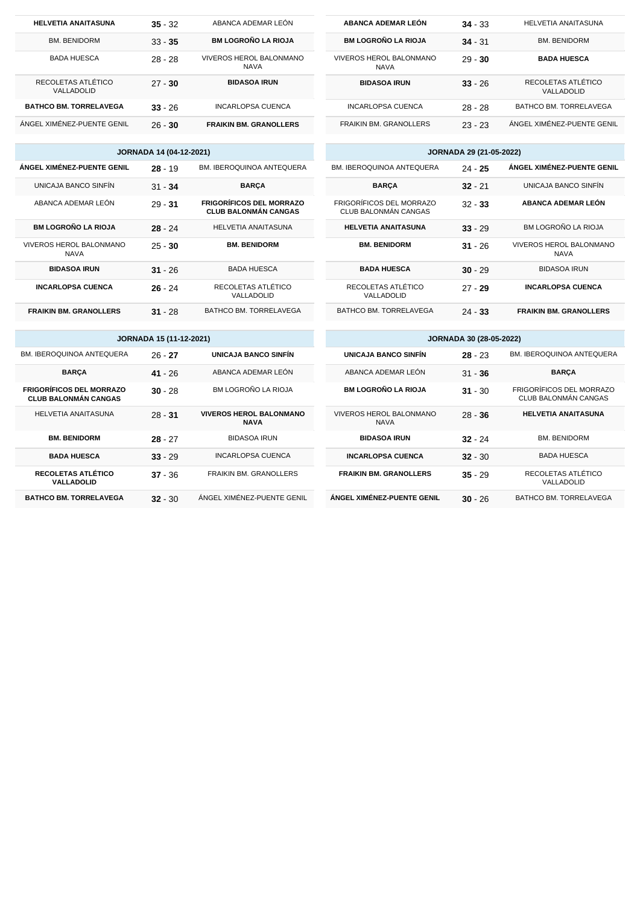| | | |
|---|---|---|
| **HELVETIA ANAITASUNA** | **35** - 32 | ABANCA ADEMAR LEÓN |
| BM. BENIDORM | 33 - **35** | **BM LOGROÑO LA RIOJA** |
| BADA HUESCA | 28 - 28 | VIVEROS HEROL BALONMANO NAVA |
| RECOLETAS ATLÉTICO VALLADOLID | 27 - **30** | **BIDASOA IRUN** |
| **BATHCO BM. TORRELAVEGA** | **33** - 26 | INCARLOPSA CUENCA |
| ÁNGEL XIMÉNEZ-PUENTE GENIL | 26 - **30** | **FRAIKIN BM. GRANOLLERS** |

| JORNADA 14 (04-12-2021) | | |
|---|---|---|
| **ÁNGEL XIMÉNEZ-PUENTE GENIL** | **28** - 19 | BM. IBEROQUINOA ANTEQUERA |
| UNICAJA BANCO SINFÍN | 31 - **34** | **BARÇA** |
| ABANCA ADEMAR LEÓN | 29 - **31** | **FRIGORÍFICOS DEL MORRAZO CLUB BALONMÁN CANGAS** |
| **BM LOGROÑO LA RIOJA** | **28** - 24 | HELVETIA ANAITASUNA |
| VIVEROS HEROL BALONMANO NAVA | 25 - **30** | **BM. BENIDORM** |
| **BIDASOA IRUN** | **31** - 26 | BADA HUESCA |
| **INCARLOPSA CUENCA** | **26** - 24 | RECOLETAS ATLÉTICO VALLADOLID |
| **FRAIKIN BM. GRANOLLERS** | **31** - 28 | BATHCO BM. TORRELAVEGA |

| JORNADA 15 (11-12-2021) | | |
|---|---|---|
| BM. IBEROQUINOA ANTEQUERA | 26 - **27** | **UNICAJA BANCO SINFÍN** |
| **BARÇA** | **41** - 26 | ABANCA ADEMAR LEÓN |
| **FRIGORÍFICOS DEL MORRAZO CLUB BALONMÁN CANGAS** | **30** - 28 | BM LOGROÑO LA RIOJA |
| HELVETIA ANAITASUNA | 28 - **31** | **VIVEROS HEROL BALONMANO NAVA** |
| **BM. BENIDORM** | **28** - 27 | BIDASOA IRUN |
| **BADA HUESCA** | **33** - 29 | INCARLOPSA CUENCA |
| **RECOLETAS ATLÉTICO VALLADOLID** | **37** - 36 | FRAIKIN BM. GRANOLLERS |
| **BATHCO BM. TORRELAVEGA** | **32** - 30 | ÁNGEL XIMÉNEZ-PUENTE GENIL |

| | | |
|---|---|---|
| **ABANCA ADEMAR LEÓN** | **34** - 33 | HELVETIA ANAITASUNA |
| **BM LOGROÑO LA RIOJA** | **34** - 31 | BM. BENIDORM |
| VIVEROS HEROL BALONMANO NAVA | 29 - **30** | **BADA HUESCA** |
| **BIDASOA IRUN** | **33** - 26 | RECOLETAS ATLÉTICO VALLADOLID |
| INCARLOPSA CUENCA | 28 - 28 | BATHCO BM. TORRELAVEGA |
| FRAIKIN BM. GRANOLLERS | 23 - 23 | ÁNGEL XIMÉNEZ-PUENTE GENIL |

| JORNADA 29 (21-05-2022) | | |
|---|---|---|
| BM. IBEROQUINOA ANTEQUERA | 24 - **25** | **ÁNGEL XIMÉNEZ-PUENTE GENIL** |
| **BARÇA** | **32** - 21 | UNICAJA BANCO SINFÍN |
| FRIGORÍFICOS DEL MORRAZO CLUB BALONMÁN CANGAS | 32 - **33** | **ABANCA ADEMAR LEÓN** |
| **HELVETIA ANAITASUNA** | **33** - 29 | BM LOGROÑO LA RIOJA |
| **BM. BENIDORM** | **31** - 26 | VIVEROS HEROL BALONMANO NAVA |
| **BADA HUESCA** | **30** - 29 | BIDASOA IRUN |
| RECOLETAS ATLÉTICO VALLADOLID | 27 - **29** | **INCARLOPSA CUENCA** |
| BATHCO BM. TORRELAVEGA | 24 - **33** | **FRAIKIN BM. GRANOLLERS** |

| JORNADA 30 (28-05-2022) | | |
|---|---|---|
| **UNICAJA BANCO SINFÍN** | **28** - 23 | BM. IBEROQUINOA ANTEQUERA |
| ABANCA ADEMAR LEÓN | 31 - **36** | **BARÇA** |
| **BM LOGROÑO LA RIOJA** | **31** - 30 | FRIGORÍFICOS DEL MORRAZO CLUB BALONMÁN CANGAS |
| VIVEROS HEROL BALONMANO NAVA | 28 - **36** | **HELVETIA ANAITASUNA** |
| **BIDASOA IRUN** | **32** - 24 | BM. BENIDORM |
| **INCARLOPSA CUENCA** | **32** - 30 | BADA HUESCA |
| **FRAIKIN BM. GRANOLLERS** | **35** - 29 | RECOLETAS ATLÉTICO VALLADOLID |
| **ÁNGEL XIMÉNEZ-PUENTE GENIL** | **30** - 26 | BATHCO BM. TORRELAVEGA |